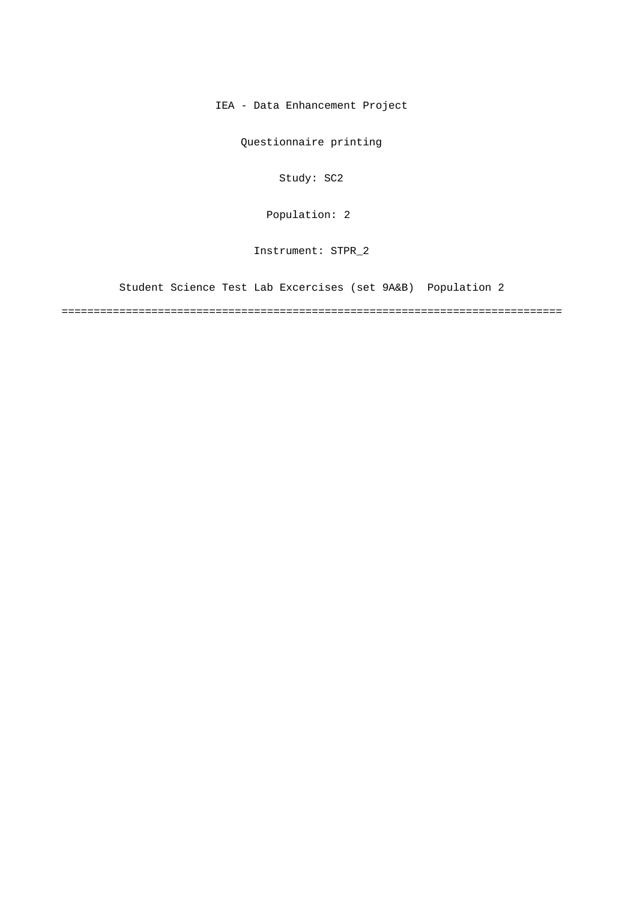IEA - Data Enhancement Project

Questionnaire printing

Study: SC2

Population: 2

Instrument: STPR_2

Student Science Test Lab Excercises (set 9A&B) Population 2

================================================================================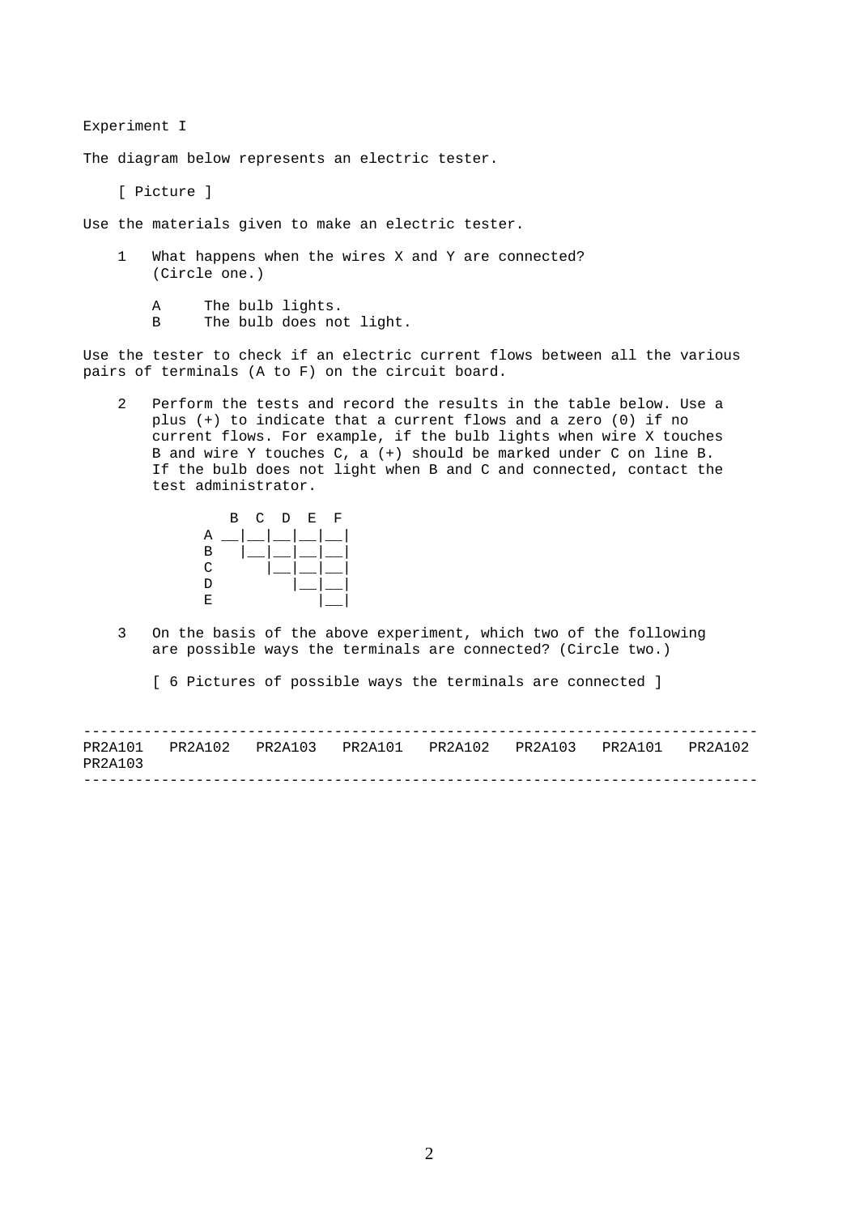Experiment I

The diagram below represents an electric tester.

[ Picture ]

Use the materials given to make an electric tester.

1 What happens when the wires X and Y are connected? (Circle one.)

   A The bulb lights.
   B The bulb does not light.

Use the tester to check if an electric current flows between all the various pairs of terminals (A to F) on the circuit board.

2 Perform the tests and record the results in the table below. Use a plus (+) to indicate that a current flows and a zero (0) if no current flows. For example, if the bulb lights when wire X touches B and wire Y touches C, a (+) should be marked under C on line B. If the bulb does not light when B and C and connected, contact the test administrator.

|   | B | C | D | E | F |
|---|---|---|---|---|---|
| A | __ | __ | __ | __ | __ |
| B |   | __ | __ | __ | __ |
| C |   |   | __ | __ | __ |
| D |   |   |   | __ | __ |
| E |   |   |   |   | __ |

3 On the basis of the above experiment, which two of the following are possible ways the terminals are connected? (Circle two.)

   [ 6 Pictures of possible ways the terminals are connected ]

PR2A101 PR2A102 PR2A103 PR2A101 PR2A102 PR2A103 PR2A101 PR2A102 PR2A103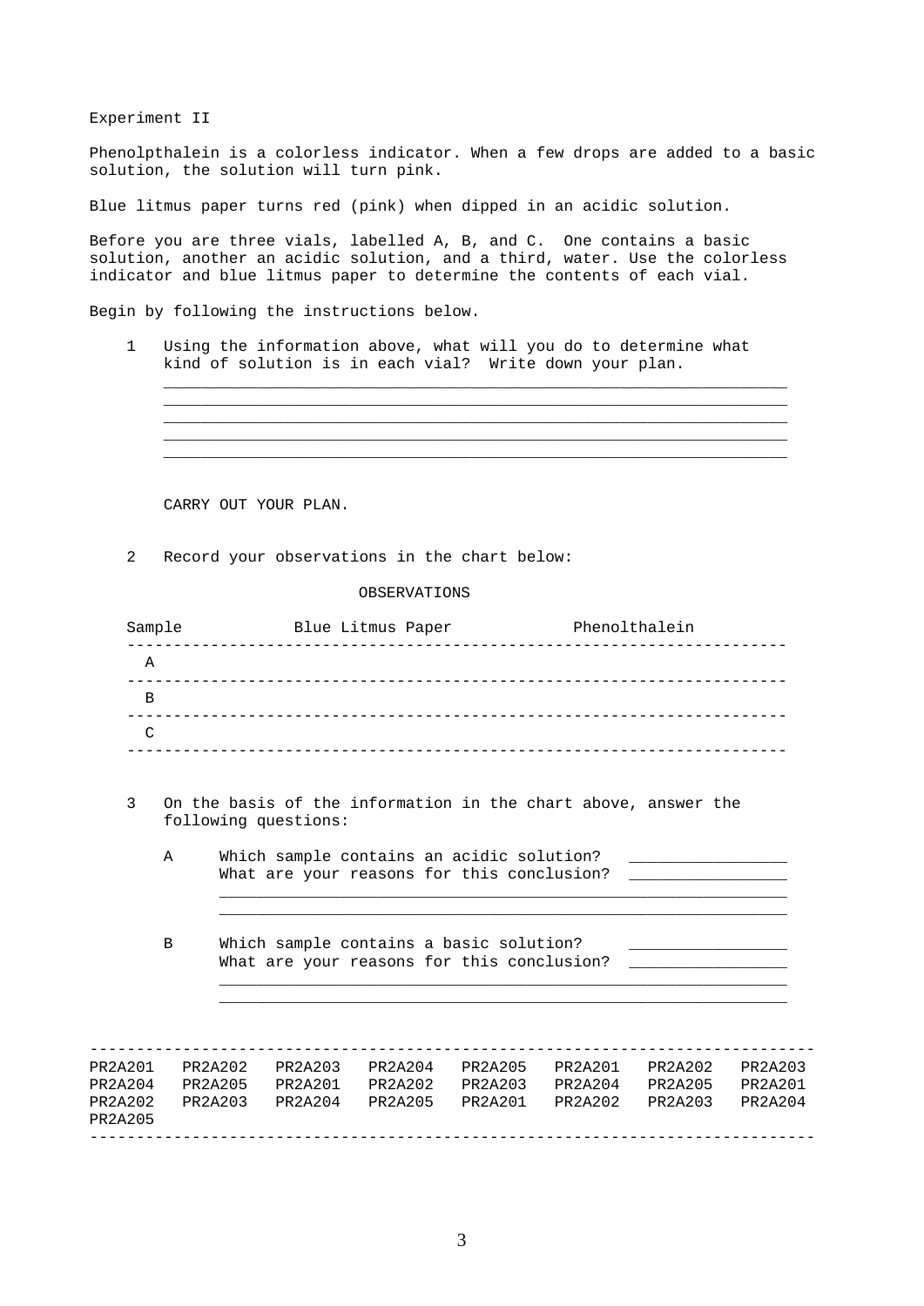Experiment II

Phenolpthalein is a colorless indicator. When a few drops are added to a basic solution, the solution will turn pink.

Blue litmus paper turns red (pink) when dipped in an acidic solution.

Before you are three vials, labelled A, B, and C. One contains a basic solution, another an acidic solution, and a third, water. Use the colorless indicator and blue litmus paper to determine the contents of each vial.

Begin by following the instructions below.

1 Using the information above, what will you do to determine what kind of solution is in each vial? Write down your plan.

______________________________________________________________________
______________________________________________________________________
______________________________________________________________________
______________________________________________________________________
______________________________________________________________________

CARRY OUT YOUR PLAN.

2 Record your observations in the chart below:

OBSERVATIONS

| Sample | Blue Litmus Paper | Phenolthalein |
|---|---|---|
| A | | |
| B | | |
| C | | |

3 On the basis of the information in the chart above, answer the following questions:

A Which sample contains an acidic solution? ________________
What are your reasons for this conclusion? ________________
______________________________________________________________
______________________________________________________________

B Which sample contains a basic solution? ________________
What are your reasons for this conclusion? ________________
______________________________________________________________
______________________________________________________________

PR2A201 PR2A202 PR2A203 PR2A204 PR2A205 PR2A201 PR2A202 PR2A203
PR2A204 PR2A205 PR2A201 PR2A202 PR2A203 PR2A204 PR2A205 PR2A201
PR2A202 PR2A203 PR2A204 PR2A205 PR2A201 PR2A202 PR2A203 PR2A204
PR2A205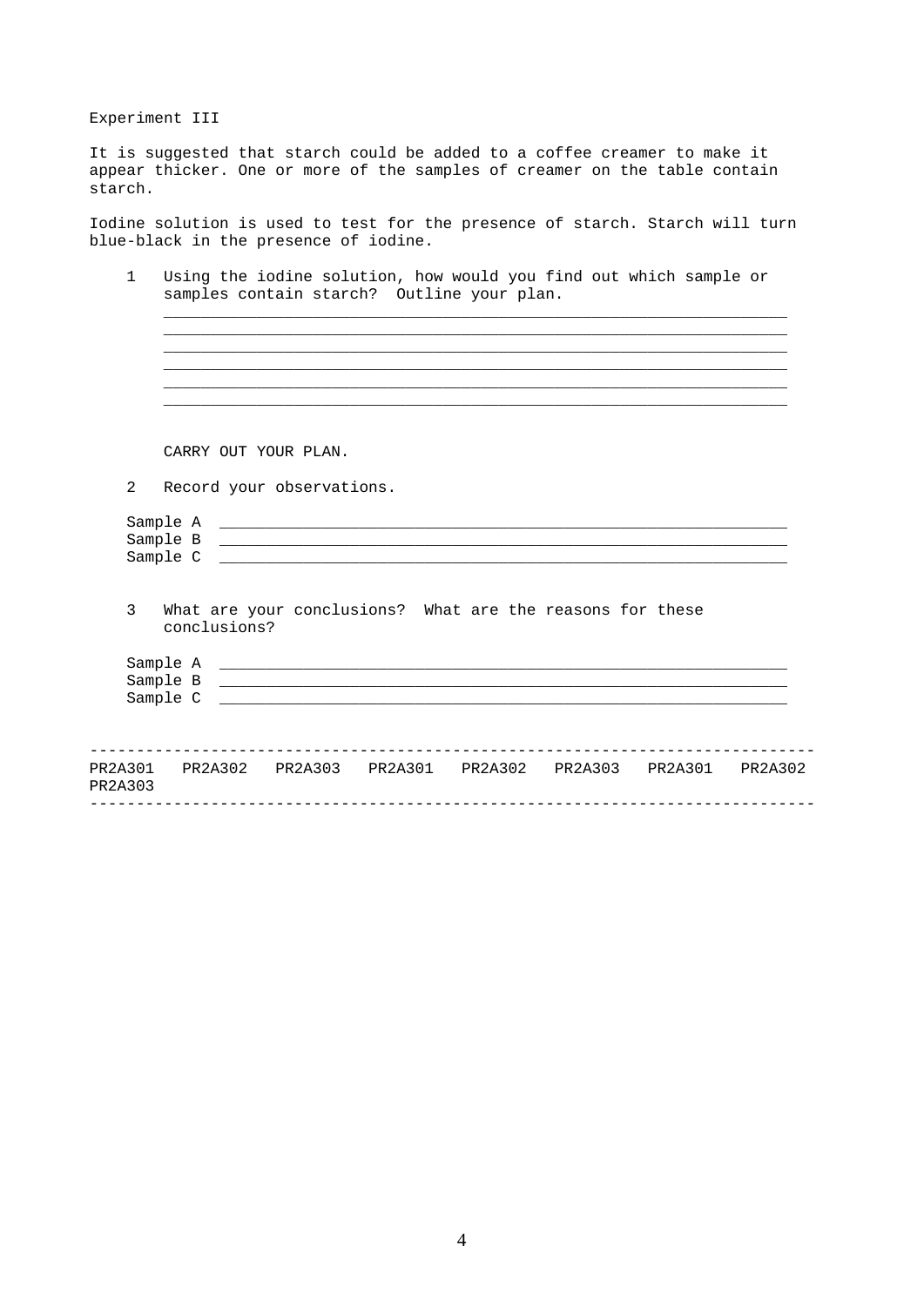Experiment III

It is suggested that starch could be added to a coffee creamer to make it appear thicker. One or more of the samples of creamer on the table contain starch.

Iodine solution is used to test for the presence of starch. Starch will turn blue-black in the presence of iodine.

1. Using the iodine solution, how would you find out which sample or samples contain starch? Outline your plan.

   ______________________________________________________________________
   ______________________________________________________________________
   ______________________________________________________________________
   ______________________________________________________________________
   ______________________________________________________________________
   ______________________________________________________________________

   CARRY OUT YOUR PLAN.

2. Record your observations.

   Sample A ______________________________________________________________
   Sample B ______________________________________________________________
   Sample C ______________________________________________________________

3. What are your conclusions? What are the reasons for these conclusions?

   Sample A ______________________________________________________________
   Sample B ______________________________________________________________
   Sample C ______________________________________________________________

---

PR2A301 PR2A302 PR2A303 PR2A301 PR2A302 PR2A303 PR2A301 PR2A302 PR2A303

---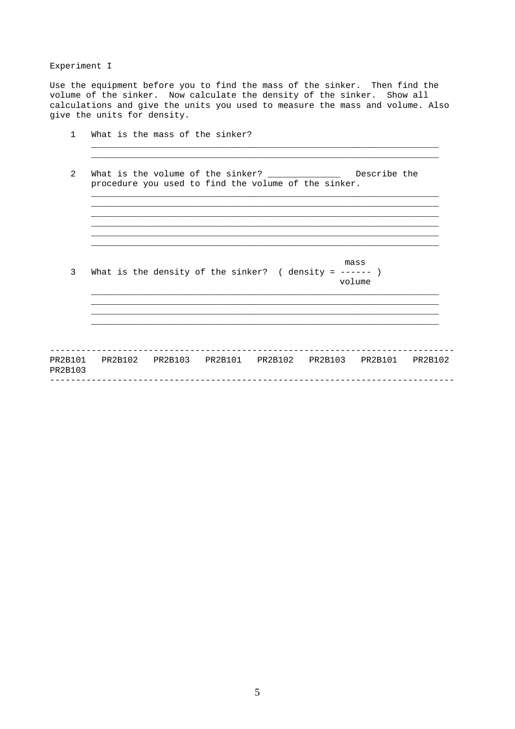Experiment I

Use the equipment before you to find the mass of the sinker. Then find the volume of the sinker. Now calculate the density of the sinker. Show all calculations and give the units you used to measure the mass and volume. Also give the units for density.

1 What is the mass of the sinker?

______________________________________________________________________

______________________________________________________________________

2 What is the volume of the sinker? ______________ Describe the procedure you used to find the volume of the sinker.

______________________________________________________________________

______________________________________________________________________

______________________________________________________________________

______________________________________________________________________

______________________________________________________________________

______________________________________________________________________

3 What is the density of the sinker? ( $\text{density} = \frac{\text{mass}}{\text{volume}}$ )

______________________________________________________________________

______________________________________________________________________

______________________________________________________________________

______________________________________________________________________

---

PR2B101 PR2B102 PR2B103 PR2B101 PR2B102 PR2B103 PR2B101 PR2B102 PR2B103

---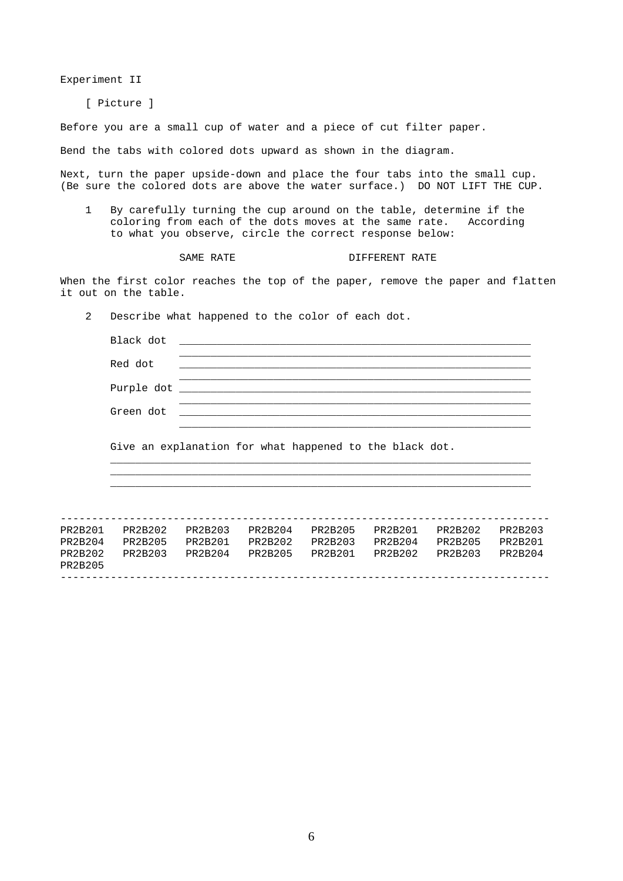Experiment II

[ Picture ]

Before you are a small cup of water and a piece of cut filter paper.

Bend the tabs with colored dots upward as shown in the diagram.

Next, turn the paper upside-down and place the four tabs into the small cup. (Be sure the colored dots are above the water surface.) DO NOT LIFT THE CUP.

1 By carefully turning the cup around on the table, determine if the coloring from each of the dots moves at the same rate. According to what you observe, circle the correct response below:

SAME RATE DIFFERENT RATE

When the first color reaches the top of the paper, remove the paper and flatten it out on the table.

2 Describe what happened to the color of each dot.

Black dot ____________________________________________________________
____________________________________________________________

Red dot ____________________________________________________________
____________________________________________________________

Purple dot ____________________________________________________________
____________________________________________________________

Green dot ____________________________________________________________
____________________________________________________________

Give an explanation for what happened to the black dot.

______________________________________________________________________
______________________________________________________________________
______________________________________________________________________

---

PR2B201 PR2B202 PR2B203 PR2B204 PR2B205 PR2B201 PR2B202 PR2B203
PR2B204 PR2B205 PR2B201 PR2B202 PR2B203 PR2B204 PR2B205 PR2B201
PR2B202 PR2B203 PR2B204 PR2B205 PR2B201 PR2B202 PR2B203 PR2B204
PR2B205

---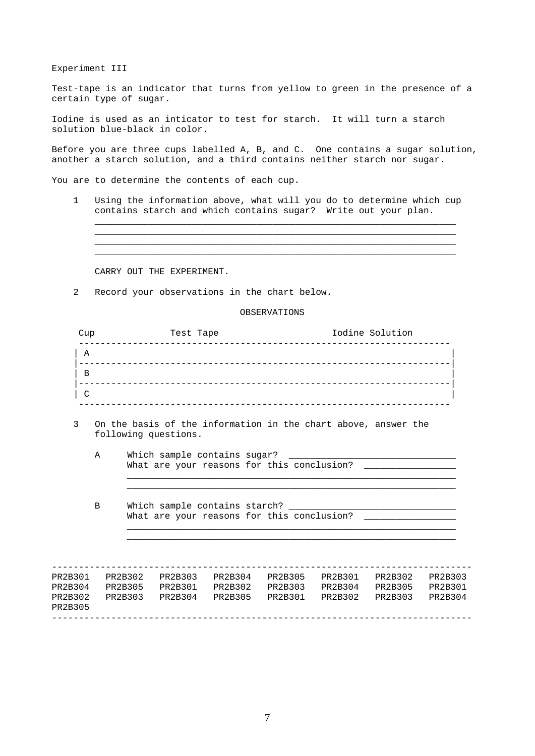Experiment III

Test-tape is an indicator that turns from yellow to green in the presence of a certain type of sugar.

Iodine is used as an inticator to test for starch. It will turn a starch solution blue-black in color.

Before you are three cups labelled A, B, and C. One contains a sugar solution, another a starch solution, and a third contains neither starch nor sugar.

You are to determine the contents of each cup.

1 Using the information above, what will you do to determine which cup contains starch and which contains sugar? Write out your plan.

____________________________________________________________________
____________________________________________________________________
____________________________________________________________________
____________________________________________________________________

CARRY OUT THE EXPERIMENT.

2 Record your observations in the chart below.

OBSERVATIONS

| Cup | Test Tape | Iodine Solution |
|---|---|---|
| A | | |
| B | | |
| C | | |

3 On the basis of the information in the chart above, answer the following questions.

A Which sample contains sugar? ______________________________
What are your reasons for this conclusion? ________________
____________________________________________________________
____________________________________________________________

B Which sample contains starch? ______________________________
What are your reasons for this conclusion? ________________
____________________________________________________________
____________________________________________________________

---

PR2B301 PR2B302 PR2B303 PR2B304 PR2B305 PR2B301 PR2B302 PR2B303
PR2B304 PR2B305 PR2B301 PR2B302 PR2B303 PR2B304 PR2B305 PR2B301
PR2B302 PR2B303 PR2B304 PR2B305 PR2B301 PR2B302 PR2B303 PR2B304
PR2B305

---